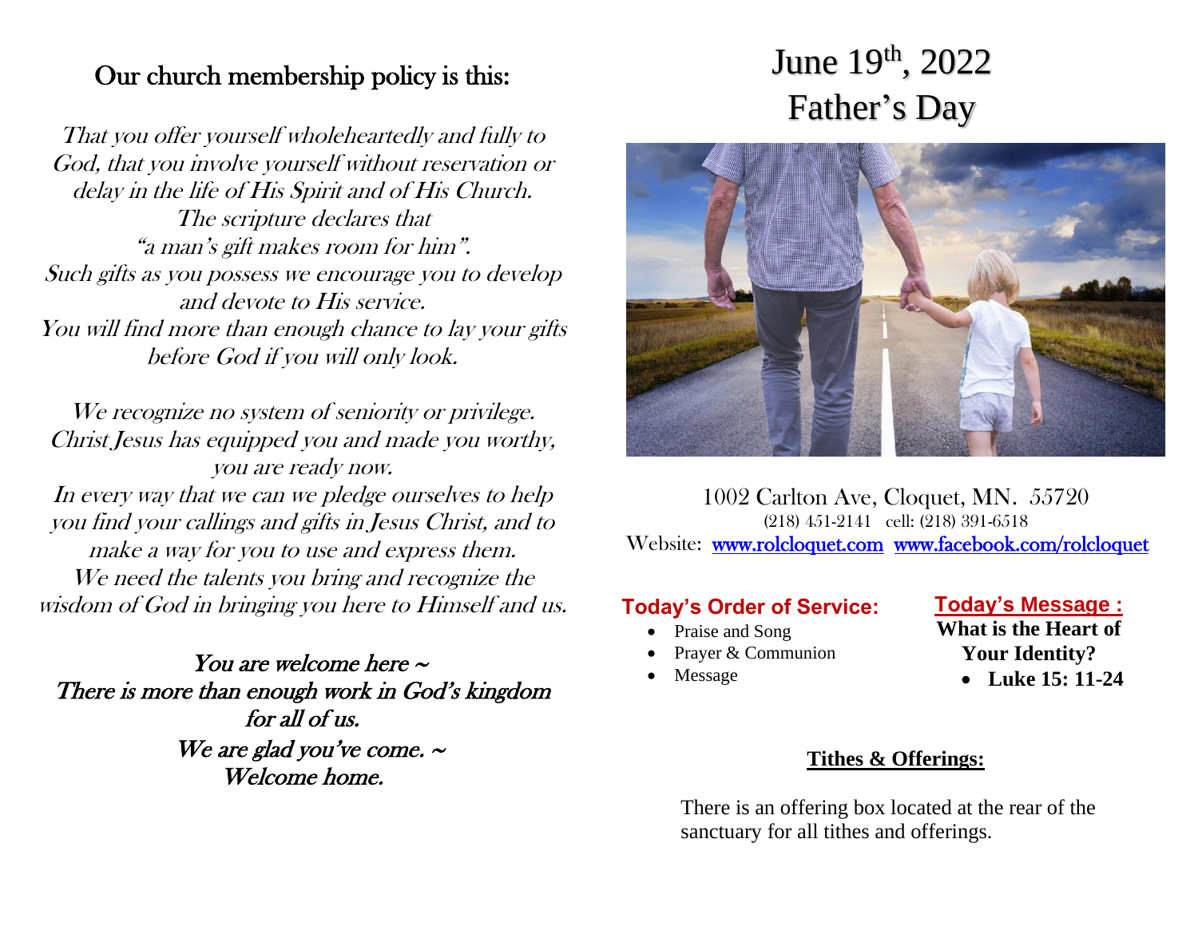## Our church membership policy is this:

*That you offer yourself wholeheartedly and fully to God, that you involve yourself without reservation or delay in the life of His Spirit and of His Church. The scripture declares that "a man's gift makes room for him". Such gifts as you possess we encourage you to develop and devote to His service. You will find more than enough chance to lay your gifts before God if you will only look.*

*We recognize no system of seniority or privilege. Christ Jesus has equipped you and made you worthy, you are ready now. In every way that we can we pledge ourselves to help you find your callings and gifts in Jesus Christ, and to make a way for you to use and express them. We need the talents you bring and recognize the wisdom of God in bringing you here to Himself and us.*

*You are welcome here ~*
*There is more than enough work in God's kingdom for all of us.*
*We are glad you've come. ~*
*Welcome home.*

# June 19th, 2022
# Father's Day

1002 Carlton Ave, Cloquet, MN. 55720
(218) 451-2141 cell: (218) 391-6518
Website: [www.rolcloquet.com](http://www.rolcloquet.com) [www.facebook.com/rolcloquet](http://www.facebook.com/rolcloquet)

**Today's Order of Service:**

- Praise and Song
- Prayer & Communion
- Message

**Today's Message :**

**What is the Heart of Your Identity?**

- **Luke 15: 11-24**

**Tithes & Offerings:**

There is an offering box located at the rear of the sanctuary for all tithes and offerings.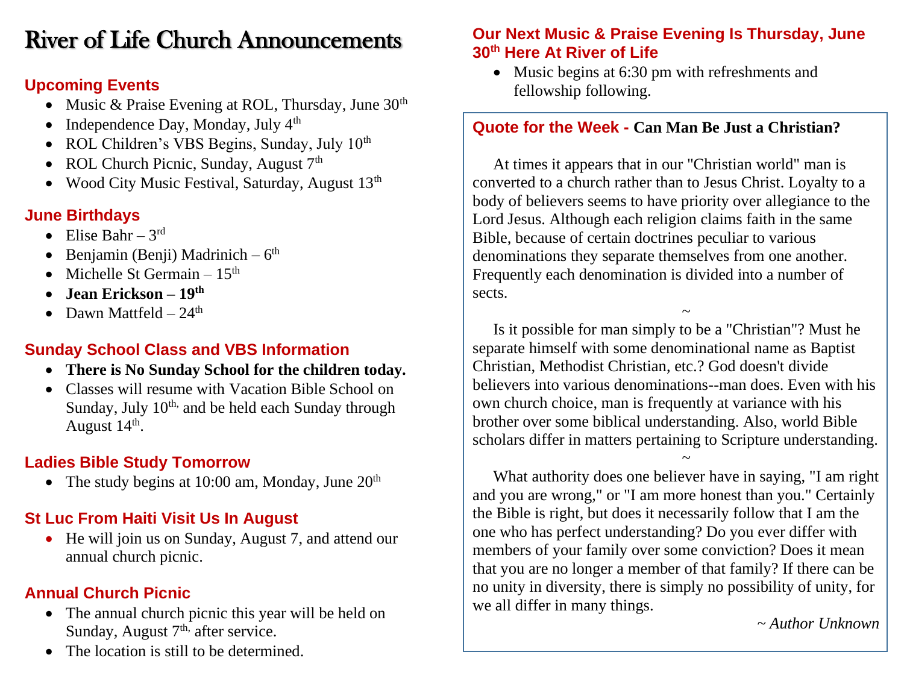# River of Life Church Announcements

## Upcoming Events

- Music & Praise Evening at ROL, Thursday, June 30th
- Independence Day, Monday, July 4th
- ROL Children's VBS Begins, Sunday, July 10th
- ROL Church Picnic, Sunday, August 7th
- Wood City Music Festival, Saturday, August 13th

## June Birthdays

- Elise Bahr – 3rd
- Benjamin (Benji) Madrinich – 6th
- Michelle St Germain – 15th
- **Jean Erickson – 19th**
- Dawn Mattfeld – 24th

## Sunday School Class and VBS Information

- **There is No Sunday School for the children today.**
- Classes will resume with Vacation Bible School on Sunday, July 10th, and be held each Sunday through August 14th.

## Ladies Bible Study Tomorrow

- The study begins at 10:00 am, Monday, June 20th

## St Luc From Haiti Visit Us In August

- He will join us on Sunday, August 7, and attend our annual church picnic.

## Annual Church Picnic

- The annual church picnic this year will be held on Sunday, August 7th, after service.
- The location is still to be determined.

## Our Next Music & Praise Evening Is Thursday, June 30th Here At River of Life

- Music begins at 6:30 pm with refreshments and fellowship following.

## Quote for the Week - **Can Man Be Just a Christian?**

At times it appears that in our "Christian world" man is converted to a church rather than to Jesus Christ. Loyalty to a body of believers seems to have priority over allegiance to the Lord Jesus. Although each religion claims faith in the same Bible, because of certain doctrines peculiar to various denominations they separate themselves from one another. Frequently each denomination is divided into a number of sects.

~

Is it possible for man simply to be a "Christian"? Must he separate himself with some denominational name as Baptist Christian, Methodist Christian, etc.? God doesn't divide believers into various denominations--man does. Even with his own church choice, man is frequently at variance with his brother over some biblical understanding. Also, world Bible scholars differ in matters pertaining to Scripture understanding.

~

What authority does one believer have in saying, "I am right and you are wrong," or "I am more honest than you." Certainly the Bible is right, but does it necessarily follow that I am the one who has perfect understanding? Do you ever differ with members of your family over some conviction? Does it mean that you are no longer a member of that family? If there can be no unity in diversity, there is simply no possibility of unity, for we all differ in many things.

*~ Author Unknown*